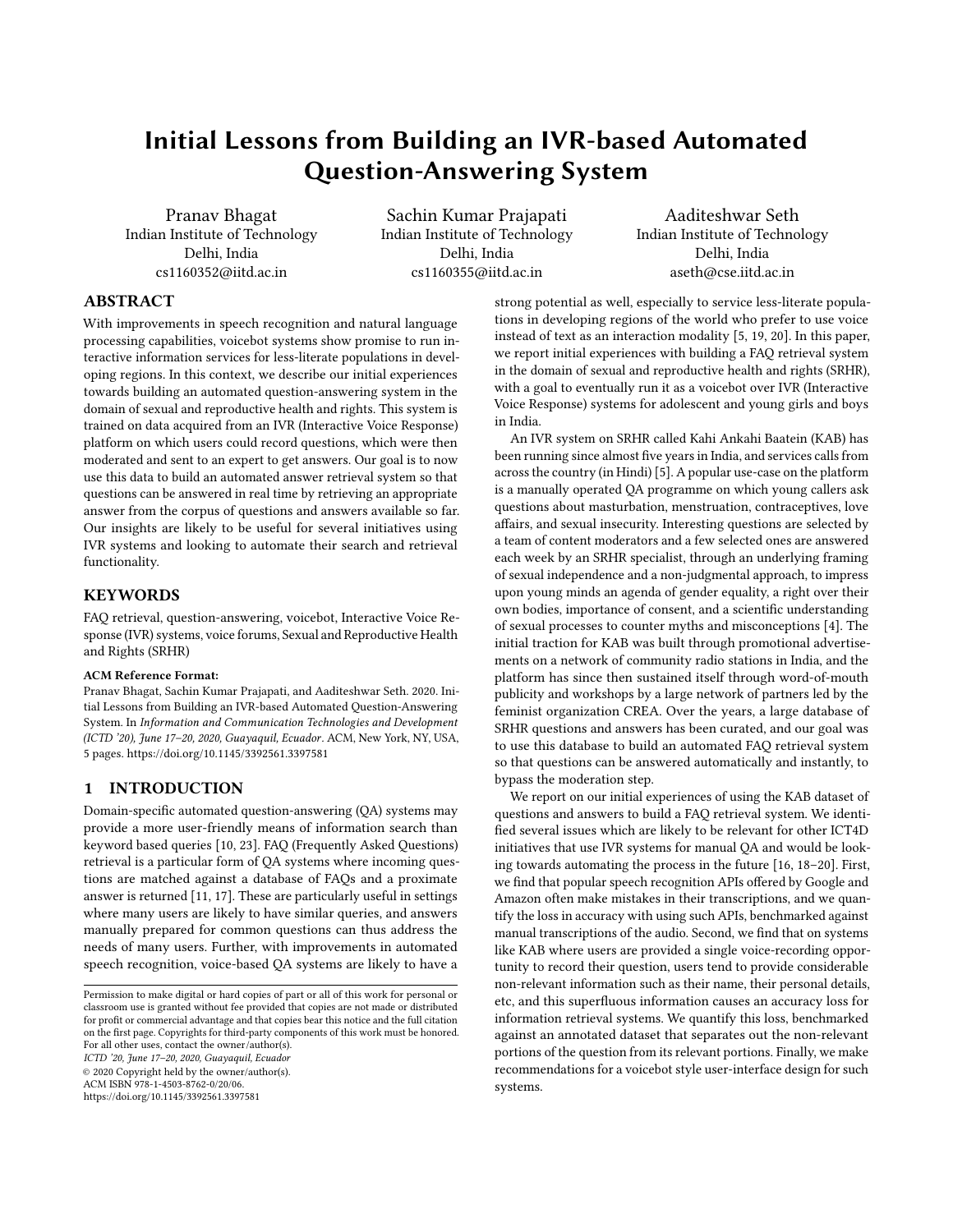# Initial Lessons from Building an IVR-based Automated Question-Answering System

Pranav Bhagat
Indian Institute of Technology
Delhi, India
cs1160352@iitd.ac.in

Sachin Kumar Prajapati
Indian Institute of Technology
Delhi, India
cs1160355@iitd.ac.in

Aaditeshwar Seth
Indian Institute of Technology
Delhi, India
aseth@cse.iitd.ac.in

## ABSTRACT

With improvements in speech recognition and natural language processing capabilities, voicebot systems show promise to run interactive information services for less-literate populations in developing regions. In this context, we describe our initial experiences towards building an automated question-answering system in the domain of sexual and reproductive health and rights. This system is trained on data acquired from an IVR (Interactive Voice Response) platform on which users could record questions, which were then moderated and sent to an expert to get answers. Our goal is to now use this data to build an automated answer retrieval system so that questions can be answered in real time by retrieving an appropriate answer from the corpus of questions and answers available so far. Our insights are likely to be useful for several initiatives using IVR systems and looking to automate their search and retrieval functionality.

## KEYWORDS

FAQ retrieval, question-answering, voicebot, Interactive Voice Response (IVR) systems, voice forums, Sexual and Reproductive Health and Rights (SRHR)

**ACM Reference Format:**
Pranav Bhagat, Sachin Kumar Prajapati, and Aaditeshwar Seth. 2020. Initial Lessons from Building an IVR-based Automated Question-Answering System. In *Information and Communication Technologies and Development (ICTD '20), June 17–20, 2020, Guayaquil, Ecuador*. ACM, New York, NY, USA, 5 pages. https://doi.org/10.1145/3392561.3397581

## 1 INTRODUCTION

Domain-specific automated question-answering (QA) systems may provide a more user-friendly means of information search than keyword based queries [10, 23]. FAQ (Frequently Asked Questions) retrieval is a particular form of QA systems where incoming questions are matched against a database of FAQs and a proximate answer is returned [11, 17]. These are particularly useful in settings where many users are likely to have similar queries, and answers manually prepared for common questions can thus address the needs of many users. Further, with improvements in automated speech recognition, voice-based QA systems are likely to have a strong potential as well, especially to service less-literate populations in developing regions of the world who prefer to use voice instead of text as an interaction modality [5, 19, 20]. In this paper, we report initial experiences with building a FAQ retrieval system in the domain of sexual and reproductive health and rights (SRHR), with a goal to eventually run it as a voicebot over IVR (Interactive Voice Response) systems for adolescent and young girls and boys in India.

An IVR system on SRHR called Kahi Ankahi Baatein (KAB) has been running since almost five years in India, and services calls from across the country (in Hindi) [5]. A popular use-case on the platform is a manually operated QA programme on which young callers ask questions about masturbation, menstruation, contraceptives, love affairs, and sexual insecurity. Interesting questions are selected by a team of content moderators and a few selected ones are answered each week by an SRHR specialist, through an underlying framing of sexual independence and a non-judgmental approach, to impress upon young minds an agenda of gender equality, a right over their own bodies, importance of consent, and a scientific understanding of sexual processes to counter myths and misconceptions [4]. The initial traction for KAB was built through promotional advertisements on a network of community radio stations in India, and the platform has since then sustained itself through word-of-mouth publicity and workshops by a large network of partners led by the feminist organization CREA. Over the years, a large database of SRHR questions and answers has been curated, and our goal was to use this database to build an automated FAQ retrieval system so that questions can be answered automatically and instantly, to bypass the moderation step.

We report on our initial experiences of using the KAB dataset of questions and answers to build a FAQ retrieval system. We identified several issues which are likely to be relevant for other ICT4D initiatives that use IVR systems for manual QA and would be looking towards automating the process in the future [16, 18–20]. First, we find that popular speech recognition APIs offered by Google and Amazon often make mistakes in their transcriptions, and we quantify the loss in accuracy with using such APIs, benchmarked against manual transcriptions of the audio. Second, we find that on systems like KAB where users are provided a single voice-recording opportunity to record their question, users tend to provide considerable non-relevant information such as their name, their personal details, etc, and this superfluous information causes an accuracy loss for information retrieval systems. We quantify this loss, benchmarked against an annotated dataset that separates out the non-relevant portions of the question from its relevant portions. Finally, we make recommendations for a voicebot style user-interface design for such systems.

Permission to make digital or hard copies of part or all of this work for personal or classroom use is granted without fee provided that copies are not made or distributed for profit or commercial advantage and that copies bear this notice and the full citation on the first page. Copyrights for third-party components of this work must be honored. For all other uses, contact the owner/author(s).
*ICTD '20, June 17–20, 2020, Guayaquil, Ecuador*
© 2020 Copyright held by the owner/author(s).
ACM ISBN 978-1-4503-8762-0/20/06.
https://doi.org/10.1145/3392561.3397581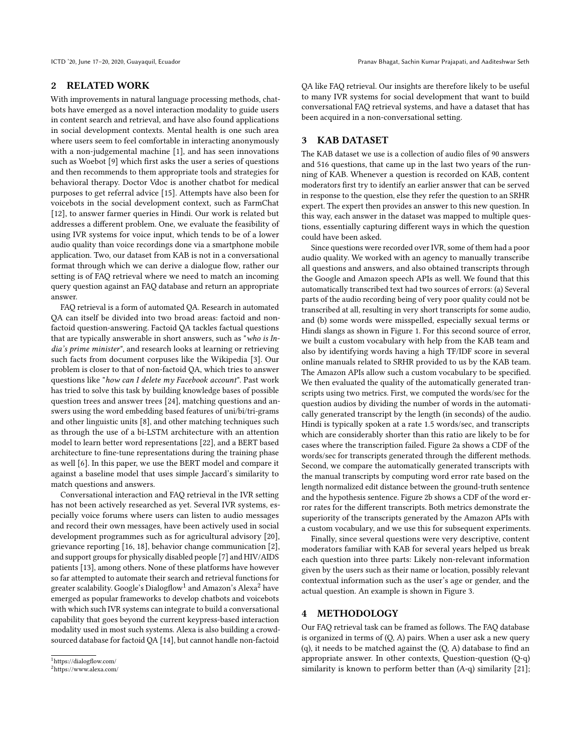## 2 RELATED WORK

With improvements in natural language processing methods, chatbots have emerged as a novel interaction modality to guide users in content search and retrieval, and have also found applications in social development contexts. Mental health is one such area where users seem to feel comfortable in interacting anonymously with a non-judgemental machine [1], and has seen innovations such as Woebot [9] which first asks the user a series of questions and then recommends to them appropriate tools and strategies for behavioral therapy. Doctor Vdoc is another chatbot for medical purposes to get referral advice [15]. Attempts have also been for voicebots in the social development context, such as FarmChat [12], to answer farmer queries in Hindi. Our work is related but addresses a different problem. One, we evaluate the feasibility of using IVR systems for voice input, which tends to be of a lower audio quality than voice recordings done via a smartphone mobile application. Two, our dataset from KAB is not in a conversational format through which we can derive a dialogue flow, rather our setting is of FAQ retrieval where we need to match an incoming query question against an FAQ database and return an appropriate answer.

FAQ retrieval is a form of automated QA. Research in automated QA can itself be divided into two broad areas: factoid and non-factoid question-answering. Factoid QA tackles factual questions that are typically answerable in short answers, such as "*who is India's prime minister*", and research looks at learning or retrieving such facts from document corpuses like the Wikipedia [3]. Our problem is closer to that of non-factoid QA, which tries to answer questions like "*how can I delete my Facebook account*". Past work has tried to solve this task by building knowledge bases of possible question trees and answer trees [24], matching questions and answers using the word embedding based features of uni/bi/tri-grams and other linguistic units [8], and other matching techniques such as through the use of a bi-LSTM architecture with an attention model to learn better word representations [22], and a BERT based architecture to fine-tune representations during the training phase as well [6]. In this paper, we use the BERT model and compare it against a baseline model that uses simple Jaccard's similarity to match questions and answers.

Conversational interaction and FAQ retrieval in the IVR setting has not been actively researched as yet. Several IVR systems, especially voice forums where users can listen to audio messages and record their own messages, have been actively used in social development programmes such as for agricultural advisory [20], grievance reporting [16, 18], behavior change communication [2], and support groups for physically disabled people [7] and HIV/AIDS patients [13], among others. None of these platforms have however so far attempted to automate their search and retrieval functions for greater scalability. Google's Dialogflow[1] and Amazon's Alexa[2] have emerged as popular frameworks to develop chatbots and voicebots with which such IVR systems can integrate to build a conversational capability that goes beyond the current keypress-based interaction modality used in most such systems. Alexa is also building a crowd-sourced database for factoid QA [14], but cannot handle non-factoid QA like FAQ retrieval. Our insights are therefore likely to be useful to many IVR systems for social development that want to build conversational FAQ retrieval systems, and have a dataset that has been acquired in a non-conversational setting.

[1] https://dialogflow.com/

[2] https://www.alexa.com/

## 3 KAB DATASET

The KAB dataset we use is a collection of audio files of 90 answers and 516 questions, that came up in the last two years of the running of KAB. Whenever a question is recorded on KAB, content moderators first try to identify an earlier answer that can be served in response to the question, else they refer the question to an SRHR expert. The expert then provides an answer to this new question. In this way, each answer in the dataset was mapped to multiple questions, essentially capturing different ways in which the question could have been asked.

Since questions were recorded over IVR, some of them had a poor audio quality. We worked with an agency to manually transcribe all questions and answers, and also obtained transcripts through the Google and Amazon speech APIs as well. We found that this automatically transcribed text had two sources of errors: (a) Several parts of the audio recording being of very poor quality could not be transcribed at all, resulting in very short transcripts for some audio, and (b) some words were misspelled, especially sexual terms or Hindi slangs as shown in Figure 1. For this second source of error, we built a custom vocabulary with help from the KAB team and also by identifying words having a high TF/IDF score in several online manuals related to SRHR provided to us by the KAB team. The Amazon APIs allow such a custom vocabulary to be specified. We then evaluated the quality of the automatically generated transcripts using two metrics. First, we computed the words/sec for the question audios by dividing the number of words in the automatically generated transcript by the length (in seconds) of the audio. Hindi is typically spoken at a rate 1.5 words/sec, and transcripts which are considerably shorter than this ratio are likely to be for cases where the transcription failed. Figure 2a shows a CDF of the words/sec for transcripts generated through the different methods. Second, we compare the automatically generated transcripts with the manual transcripts by computing word error rate based on the length normalized edit distance between the ground-truth sentence and the hypothesis sentence. Figure 2b shows a CDF of the word error rates for the different transcripts. Both metrics demonstrate the superiority of the transcripts generated by the Amazon APIs with a custom vocabulary, and we use this for subsequent experiments.

Finally, since several questions were very descriptive, content moderators familiar with KAB for several years helped us break each question into three parts: Likely non-relevant information given by the users such as their name or location, possibly relevant contextual information such as the user's age or gender, and the actual question. An example is shown in Figure 3.

## 4 METHODOLOGY

Our FAQ retrieval task can be framed as follows. The FAQ database is organized in terms of (Q, A) pairs. When a user ask a new query (q), it needs to be matched against the (Q, A) database to find an appropriate answer. In other contexts, Question-question (Q-q) similarity is known to perform better than (A-q) similarity [21];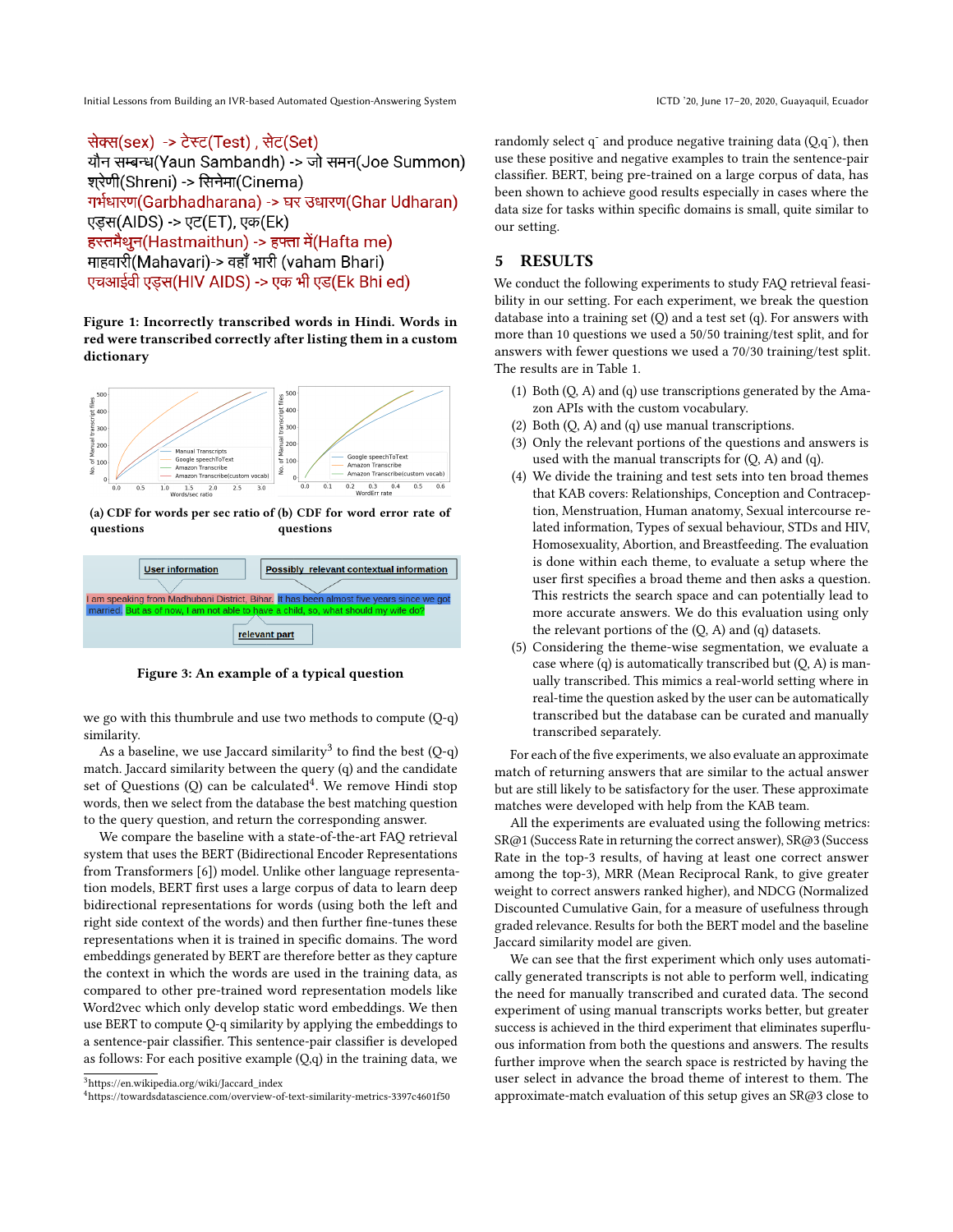सेक्स(sex) -> टेस्ट(Test) , सेट(Set)
यौन सम्बन्ध(Yaun Sambandh) -> जो समन(Joe Summon)
श्रेणी(Shreni) -> सिनेमा(Cinema)
गर्भधारण(Garbhadharana) -> घर उधारण(Ghar Udharan)
एड्स(AIDS) -> एट(ET), एक(Ek)
हस्तमैथुन(Hastmaithun) -> हफ्ता में(Hafta me)
माहवारी(Mahavari)-> वहाँ भारी (vaham Bhari)
एचआईवी एड्स(HIV AIDS) -> एक भी एड(Ek Bhi ed)

**Figure 1: Incorrectly transcribed words in Hindi. Words in red were transcribed correctly after listing them in a custom dictionary**

**(a) CDF for words per sec ratio of questions** **(b) CDF for word error rate of questions**

User information | Possibly relevant contextual information

I am speaking from Madhubani District, Bihar. It has been almost five years since we got married. But as of now, I am not able to have a child, so, what should my wife do?

relevant part

**Figure 3: An example of a typical question**

we go with this thumbrule and use two methods to compute (Q-q) similarity.

As a baseline, we use Jaccard similarity[3] to find the best (Q-q) match. Jaccard similarity between the query (q) and the candidate set of Questions (Q) can be calculated[4]. We remove Hindi stop words, then we select from the database the best matching question to the query question, and return the corresponding answer.

We compare the baseline with a state-of-the-art FAQ retrieval system that uses the BERT (Bidirectional Encoder Representations from Transformers [6]) model. Unlike other language representation models, BERT first uses a large corpus of data to learn deep bidirectional representations for words (using both the left and right side context of the words) and then further fine-tunes these representations when it is trained in specific domains. The word embeddings generated by BERT are therefore better as they capture the context in which the words are used in the training data, as compared to other pre-trained word representation models like Word2vec which only develop static word embeddings. We then use BERT to compute Q-q similarity by applying the embeddings to a sentence-pair classifier. This sentence-pair classifier is developed as follows: For each positive example (Q,q) in the training data, we randomly select $q^{-}$ and produce negative training data (Q,$q^{-}$), then use these positive and negative examples to train the sentence-pair classifier. BERT, being pre-trained on a large corpus of data, has been shown to achieve good results especially in cases where the data size for tasks within specific domains is small, quite similar to our setting.

[3] https://en.wikipedia.org/wiki/Jaccard_index
[4] https://towardsdatascience.com/overview-of-text-similarity-metrics-3397c4601f50

## 5 RESULTS

We conduct the following experiments to study FAQ retrieval feasibility in our setting. For each experiment, we break the question database into a training set (Q) and a test set (q). For answers with more than 10 questions we used a 50/50 training/test split, and for answers with fewer questions we used a 70/30 training/test split. The results are in Table 1.

1. Both (Q, A) and (q) use transcriptions generated by the Amazon APIs with the custom vocabulary.
2. Both (Q, A) and (q) use manual transcriptions.
3. Only the relevant portions of the questions and answers is used with the manual transcripts for (Q, A) and (q).
4. We divide the training and test sets into ten broad themes that KAB covers: Relationships, Conception and Contraception, Menstruation, Human anatomy, Sexual intercourse related information, Types of sexual behaviour, STDs and HIV, Homosexuality, Abortion, and Breastfeeding. The evaluation is done within each theme, to evaluate a setup where the user first specifies a broad theme and then asks a question. This restricts the search space and can potentially lead to more accurate answers. We do this evaluation using only the relevant portions of the (Q, A) and (q) datasets.
5. Considering the theme-wise segmentation, we evaluate a case where (q) is automatically transcribed but (Q, A) is manually transcribed. This mimics a real-world setting where in real-time the question asked by the user can be automatically transcribed but the database can be curated and manually transcribed separately.

For each of the five experiments, we also evaluate an approximate match of returning answers that are similar to the actual answer but are still likely to be satisfactory for the user. These approximate matches were developed with help from the KAB team.

All the experiments are evaluated using the following metrics: SR@1 (Success Rate in returning the correct answer), SR@3 (Success Rate in the top-3 results, of having at least one correct answer among the top-3), MRR (Mean Reciprocal Rank, to give greater weight to correct answers ranked higher), and NDCG (Normalized Discounted Cumulative Gain, for a measure of usefulness through graded relevance. Results for both the BERT model and the baseline Jaccard similarity model are given.

We can see that the first experiment which only uses automatically generated transcripts is not able to perform well, indicating the need for manually transcribed and curated data. The second experiment of using manual transcripts works better, but greater success is achieved in the third experiment that eliminates superfluous information from both the questions and answers. The results further improve when the search space is restricted by having the user select in advance the broad theme of interest to them. The approximate-match evaluation of this setup gives an SR@3 close to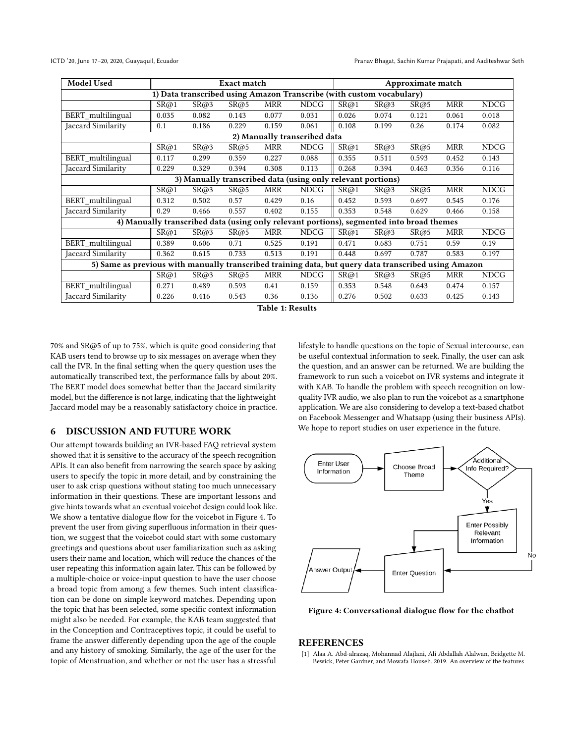| Model Used | Exact match | | | | | Approximate match | | | | |
|---|---|---|---|---|---|---|---|---|---|---|
| **1) Data transcribed using Amazon Transcribe (with custom vocabulary)** | | | | | | | | | | |
| | SR@1 | SR@3 | SR@5 | MRR | NDCG | SR@1 | SR@3 | SR@5 | MRR | NDCG |
| BERT_multilingual | 0.035 | 0.082 | 0.143 | 0.077 | 0.031 | 0.026 | 0.074 | 0.121 | 0.061 | 0.018 |
| Jaccard Similarity | 0.1 | 0.186 | 0.229 | 0.159 | 0.061 | 0.108 | 0.199 | 0.26 | 0.174 | 0.082 |
| **2) Manually transcribed data** | | | | | | | | | | |
| | SR@1 | SR@3 | SR@5 | MRR | NDCG | SR@1 | SR@3 | SR@5 | MRR | NDCG |
| BERT_multilingual | 0.117 | 0.299 | 0.359 | 0.227 | 0.088 | 0.355 | 0.511 | 0.593 | 0.452 | 0.143 |
| Jaccard Similarity | 0.229 | 0.329 | 0.394 | 0.308 | 0.113 | 0.268 | 0.394 | 0.463 | 0.356 | 0.116 |
| **3) Manually transcribed data (using only relevant portions)** | | | | | | | | | | |
| | SR@1 | SR@3 | SR@5 | MRR | NDCG | SR@1 | SR@3 | SR@5 | MRR | NDCG |
| BERT_multilingual | 0.312 | 0.502 | 0.57 | 0.429 | 0.16 | 0.452 | 0.593 | 0.697 | 0.545 | 0.176 |
| Jaccard Similarity | 0.29 | 0.466 | 0.557 | 0.402 | 0.155 | 0.353 | 0.548 | 0.629 | 0.466 | 0.158 |
| **4) Manually transcribed data (using only relevant portions), segmented into broad themes** | | | | | | | | | | |
| | SR@1 | SR@3 | SR@5 | MRR | NDCG | SR@1 | SR@3 | SR@5 | MRR | NDCG |
| BERT_multilingual | 0.389 | 0.606 | 0.71 | 0.525 | 0.191 | 0.471 | 0.683 | 0.751 | 0.59 | 0.19 |
| Jaccard Similarity | 0.362 | 0.615 | 0.733 | 0.513 | 0.191 | 0.448 | 0.697 | 0.787 | 0.583 | 0.197 |
| **5) Same as previous with manually transcribed training data, but query data transcribed using Amazon** | | | | | | | | | | |
| | SR@1 | SR@3 | SR@5 | MRR | NDCG | SR@1 | SR@3 | SR@5 | MRR | NDCG |
| BERT_multilingual | 0.271 | 0.489 | 0.593 | 0.41 | 0.159 | 0.353 | 0.548 | 0.643 | 0.474 | 0.157 |
| Jaccard Similarity | 0.226 | 0.416 | 0.543 | 0.36 | 0.136 | 0.276 | 0.502 | 0.633 | 0.425 | 0.143 |

**Table 1: Results**

70% and SR@5 of up to 75%, which is quite good considering that KAB users tend to browse up to six messages on average when they call the IVR. In the final setting when the query question uses the automatically transcribed text, the performance falls by about 20%. The BERT model does somewhat better than the Jaccard similarity model, but the difference is not large, indicating that the lightweight Jaccard model may be a reasonably satisfactory choice in practice.

## 6 DISCUSSION AND FUTURE WORK

Our attempt towards building an IVR-based FAQ retrieval system showed that it is sensitive to the accuracy of the speech recognition APIs. It can also benefit from narrowing the search space by asking users to specify the topic in more detail, and by constraining the user to ask crisp questions without stating too much unnecessary information in their questions. These are important lessons and give hints towards what an eventual voicebot design could look like. We show a tentative dialogue flow for the voicebot in Figure 4. To prevent the user from giving superfluous information in their question, we suggest that the voicebot could start with some customary greetings and questions about user familiarization such as asking users their name and location, which will reduce the chances of the user repeating this information again later. This can be followed by a multiple-choice or voice-input question to have the user choose a broad topic from among a few themes. Such intent classification can be done on simple keyword matches. Depending upon the topic that has been selected, some specific context information might also be needed. For example, the KAB team suggested that in the Conception and Contraceptives topic, it could be useful to frame the answer differently depending upon the age of the couple and any history of smoking. Similarly, the age of the user for the topic of Menstruation, and whether or not the user has a stressful lifestyle to handle questions on the topic of Sexual intercourse, can be useful contextual information to seek. Finally, the user can ask the question, and an answer can be returned. We are building the framework to run such a voicebot on IVR systems and integrate it with KAB. To handle the problem with speech recognition on low-quality IVR audio, we also plan to run the voicebot as a smartphone application. We are also considering to develop a text-based chatbot on Facebook Messenger and Whatsapp (using their business APIs). We hope to report studies on user experience in the future.

**Figure 4: Conversational dialogue flow for the chatbot**

## REFERENCES

[1] Alaa A. Abd-alrazaq, Mohannad Alajlani, Ali Abdallah Alalwan, Bridgette M. Bewick, Peter Gardner, and Mowafa Househ. 2019. An overview of the features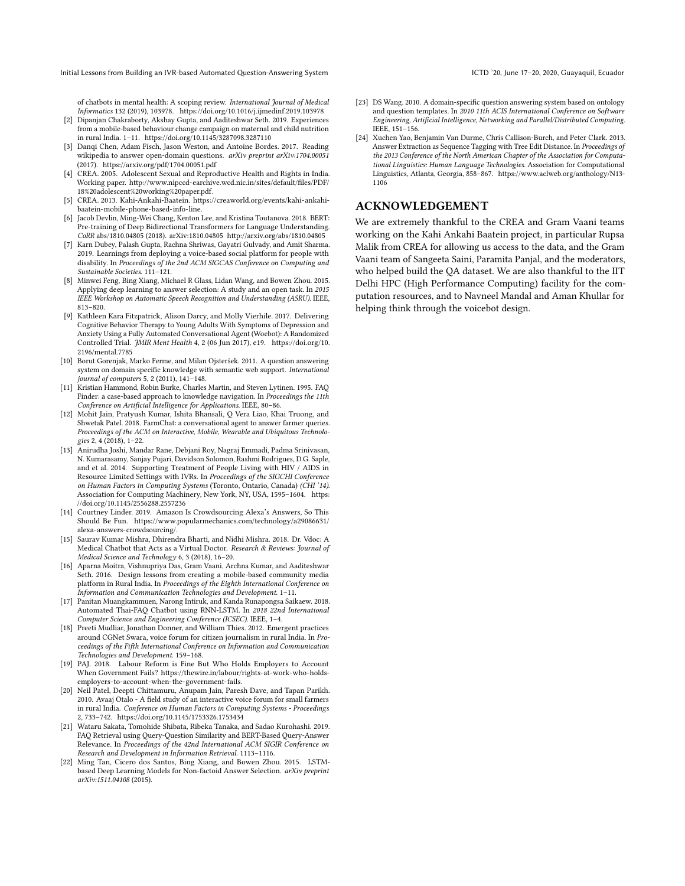of chatbots in mental health: A scoping review. *International Journal of Medical Informatics* 132 (2019), 103978. https://doi.org/10.1016/j.ijmedinf.2019.103978

[2] Dipanjan Chakraborty, Akshay Gupta, and Aaditeshwar Seth. 2019. Experiences from a mobile-based behaviour change campaign on maternal and child nutrition in rural India. 1–11. https://doi.org/10.1145/3287098.3287110

[3] Danqi Chen, Adam Fisch, Jason Weston, and Antoine Bordes. 2017. Reading wikipedia to answer open-domain questions. *arXiv preprint arXiv:1704.00051* (2017). https://arxiv.org/pdf/1704.00051.pdf

[4] CREA. 2005. Adolescent Sexual and Reproductive Health and Rights in India. Working paper. http://www.nipccd-earchive.wcd.nic.in/sites/default/files/PDF/18%20adolescent%20working%20paper.pdf.

[5] CREA. 2013. Kahi-Ankahi-Baatein. https://creaworld.org/events/kahi-ankahi-baatein-mobile-phone-based-info-line.

[6] Jacob Devlin, Ming-Wei Chang, Kenton Lee, and Kristina Toutanova. 2018. BERT: Pre-training of Deep Bidirectional Transformers for Language Understanding. *CoRR* abs/1810.04805 (2018). arXiv:1810.04805 http://arxiv.org/abs/1810.04805

[7] Karn Dubey, Palash Gupta, Rachna Shriwas, Gayatri Gulvady, and Amit Sharma. 2019. Learnings from deploying a voice-based social platform for people with disability. In *Proceedings of the 2nd ACM SIGCAS Conference on Computing and Sustainable Societies*. 111–121.

[8] Minwei Feng, Bing Xiang, Michael R Glass, Lidan Wang, and Bowen Zhou. 2015. Applying deep learning to answer selection: A study and an open task. In *2015 IEEE Workshop on Automatic Speech Recognition and Understanding (ASRU)*. IEEE, 813–820.

[9] Kathleen Kara Fitzpatrick, Alison Darcy, and Molly Vierhile. 2017. Delivering Cognitive Behavior Therapy to Young Adults With Symptoms of Depression and Anxiety Using a Fully Automated Conversational Agent (Woebot): A Randomized Controlled Trial. *JMIR Ment Health* 4, 2 (06 Jun 2017), e19. https://doi.org/10.2196/mental.7785

[10] Borut Gorenjak, Marko Ferme, and Milan Ojsteršek. 2011. A question answering system on domain specific knowledge with semantic web support. *International journal of computers* 5, 2 (2011), 141–148.

[11] Kristian Hammond, Robin Burke, Charles Martin, and Steven Lytinen. 1995. FAQ Finder: a case-based approach to knowledge navigation. In *Proceedings the 11th Conference on Artificial Intelligence for Applications*. IEEE, 80–86.

[12] Mohit Jain, Pratyush Kumar, Ishita Bhansali, Q Vera Liao, Khai Truong, and Shwetak Patel. 2018. FarmChat: a conversational agent to answer farmer queries. *Proceedings of the ACM on Interactive, Mobile, Wearable and Ubiquitous Technologies* 2, 4 (2018), 1–22.

[13] Anirudha Joshi, Mandar Rane, Debjani Roy, Nagraj Emmadi, Padma Srinivasan, N. Kumarasamy, Sanjay Pujari, Davidson Solomon, Rashmi Rodrigues, D.G. Saple, and et al. 2014. Supporting Treatment of People Living with HIV / AIDS in Resource Limited Settings with IVRs. In *Proceedings of the SIGCHI Conference on Human Factors in Computing Systems* (Toronto, Ontario, Canada) *(CHI '14)*. Association for Computing Machinery, New York, NY, USA, 1595–1604. https://doi.org/10.1145/2556288.2557236

[14] Courtney Linder. 2019. Amazon Is Crowdsourcing Alexa's Answers, So This Should Be Fun. https://www.popularmechanics.com/technology/a29086631/alexa-answers-crowdsourcing/.

[15] Saurav Kumar Mishra, Dhirendra Bharti, and Nidhi Mishra. 2018. Dr. Vdoc: A Medical Chatbot that Acts as a Virtual Doctor. *Research & Reviews: Journal of Medical Science and Technology* 6, 3 (2018), 16–20.

[16] Aparna Moitra, Vishnupriya Das, Gram Vaani, Archna Kumar, and Aaditeshwar Seth. 2016. Design lessons from creating a mobile-based community media platform in Rural India. In *Proceedings of the Eighth International Conference on Information and Communication Technologies and Development*. 1–11.

[17] Panitan Muangkammuen, Narong Intiruk, and Kanda Runapongsa Saikaew. 2018. Automated Thai-FAQ Chatbot using RNN-LSTM. In *2018 22nd International Computer Science and Engineering Conference (ICSEC)*. IEEE, 1–4.

[18] Preeti Mudliar, Jonathan Donner, and William Thies. 2012. Emergent practices around CGNet Swara, voice forum for citizen journalism in rural India. In *Proceedings of the Fifth International Conference on Information and Communication Technologies and Development*. 159–168.

[19] PAJ. 2018. Labour Reform is Fine But Who Holds Employers to Account When Government Fails? https://thewire.in/labour/rights-at-work-who-holds-employers-to-account-when-the-government-fails.

[20] Neil Patel, Deepti Chittamuru, Anupam Jain, Paresh Dave, and Tapan Parikh. 2010. Avaaj Otalo - A field study of an interactive voice forum for small farmers in rural India. *Conference on Human Factors in Computing Systems - Proceedings* 2, 733–742. https://doi.org/10.1145/1753326.1753434

[21] Wataru Sakata, Tomohide Shibata, Ribeka Tanaka, and Sadao Kurohashi. 2019. FAQ Retrieval using Query-Question Similarity and BERT-Based Query-Answer Relevance. In *Proceedings of the 42nd International ACM SIGIR Conference on Research and Development in Information Retrieval*. 1113–1116.

[22] Ming Tan, Cicero dos Santos, Bing Xiang, and Bowen Zhou. 2015. LSTM-based Deep Learning Models for Non-factoid Answer Selection. *arXiv preprint arXiv:1511.04108* (2015).

[23] DS Wang. 2010. A domain-specific question answering system based on ontology and question templates. In *2010 11th ACIS International Conference on Software Engineering, Artificial Intelligence, Networking and Parallel/Distributed Computing*. IEEE, 151–156.

[24] Xuchen Yao, Benjamin Van Durme, Chris Callison-Burch, and Peter Clark. 2013. Answer Extraction as Sequence Tagging with Tree Edit Distance. In *Proceedings of the 2013 Conference of the North American Chapter of the Association for Computational Linguistics: Human Language Technologies*. Association for Computational Linguistics, Atlanta, Georgia, 858–867. https://www.aclweb.org/anthology/N13-1106

## ACKNOWLEDGEMENT

We are extremely thankful to the CREA and Gram Vaani teams working on the Kahi Ankahi Baatein project, in particular Rupsa Malik from CREA for allowing us access to the data, and the Gram Vaani team of Sangeeta Saini, Paramita Panjal, and the moderators, who helped build the QA dataset. We are also thankful to the IIT Delhi HPC (High Performance Computing) facility for the computation resources, and to Navneel Mandal and Aman Khullar for helping think through the voicebot design.